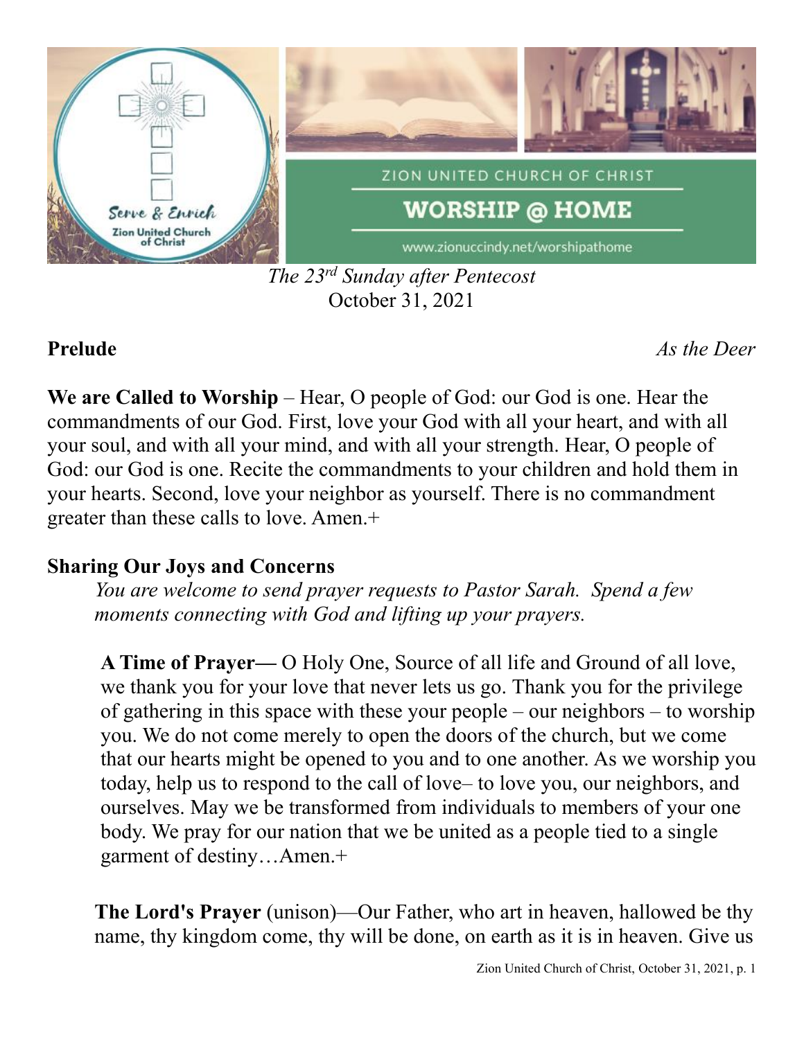ZION UNITED CHURCH OF CHRIST

# WORSHIP @ HOME

www.zionuccindy.net/worshipathome

*The 23rd Sunday after Pentecost*
October 31, 2021

**Prelude** *As the Deer*

**We are Called to Worship** – Hear, O people of God: our God is one. Hear the commandments of our God. First, love your God with all your heart, and with all your soul, and with all your mind, and with all your strength. Hear, O people of God: our God is one. Recite the commandments to your children and hold them in your hearts. Second, love your neighbor as yourself. There is no commandment greater than these calls to love. Amen.+

**Sharing Our Joys and Concerns**

*You are welcome to send prayer requests to Pastor Sarah. Spend a few moments connecting with God and lifting up your prayers.*

**A Time of Prayer—** O Holy One, Source of all life and Ground of all love, we thank you for your love that never lets us go. Thank you for the privilege of gathering in this space with these your people – our neighbors – to worship you. We do not come merely to open the doors of the church, but we come that our hearts might be opened to you and to one another. As we worship you today, help us to respond to the call of love– to love you, our neighbors, and ourselves. May we be transformed from individuals to members of your one body. We pray for our nation that we be united as a people tied to a single garment of destiny…Amen.+

**The Lord's Prayer** (unison)—Our Father, who art in heaven, hallowed be thy name, thy kingdom come, thy will be done, on earth as it is in heaven. Give us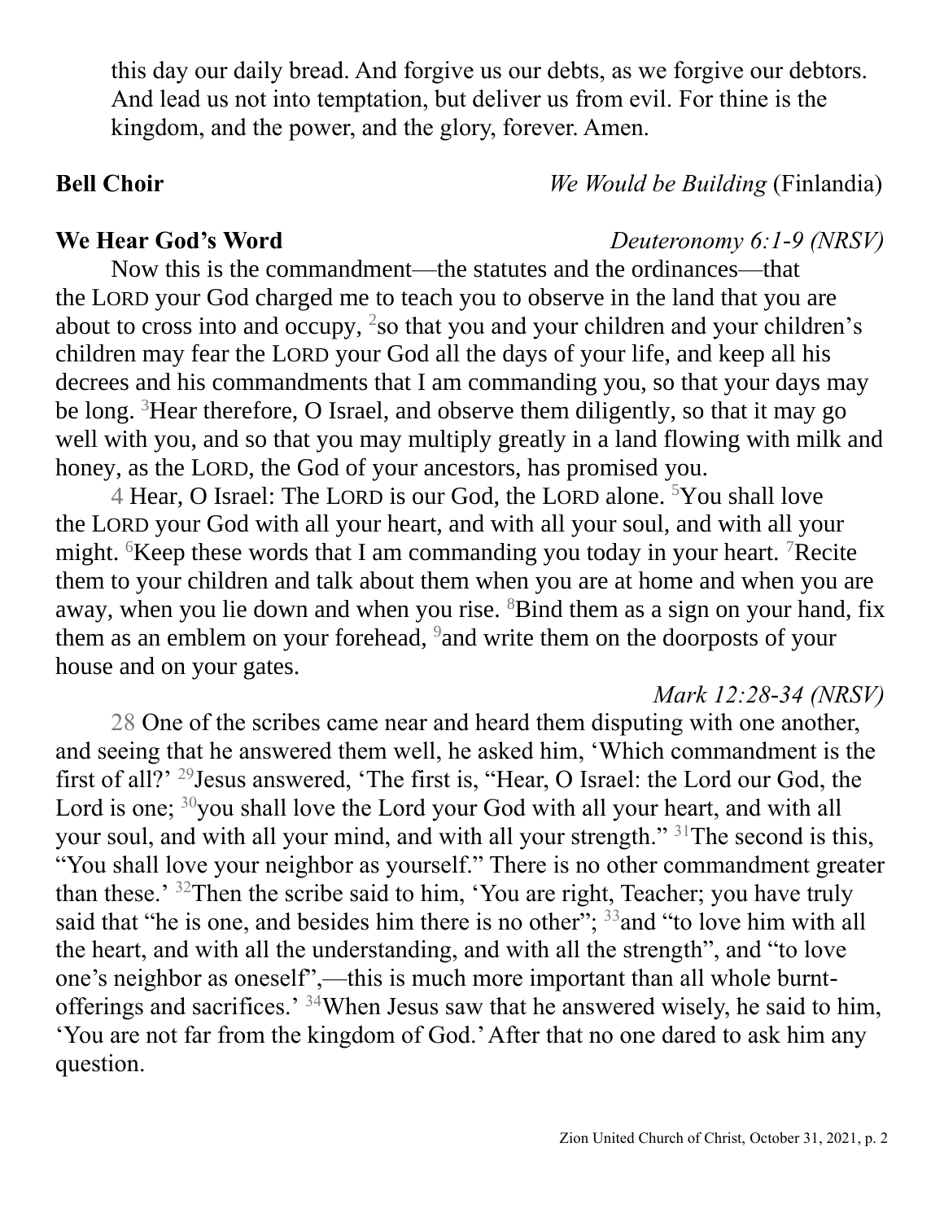this day our daily bread. And forgive us our debts, as we forgive our debtors. And lead us not into temptation, but deliver us from evil. For thine is the kingdom, and the power, and the glory, forever. Amen.

**Bell Choir** *We Would be Building* (Finlandia)

**We Hear God's Word** *Deuteronomy 6:1-9 (NRSV)*

Now this is the commandment—the statutes and the ordinances—that the LORD your God charged me to teach you to observe in the land that you are about to cross into and occupy, [2]so that you and your children and your children's children may fear the LORD your God all the days of your life, and keep all his decrees and his commandments that I am commanding you, so that your days may be long. [3]Hear therefore, O Israel, and observe them diligently, so that it may go well with you, and so that you may multiply greatly in a land flowing with milk and honey, as the LORD, the God of your ancestors, has promised you.

4 Hear, O Israel: The LORD is our God, the LORD alone. [5]You shall love the LORD your God with all your heart, and with all your soul, and with all your might. [6]Keep these words that I am commanding you today in your heart. [7]Recite them to your children and talk about them when you are at home and when you are away, when you lie down and when you rise. [8]Bind them as a sign on your hand, fix them as an emblem on your forehead, [9]and write them on the doorposts of your house and on your gates.

*Mark 12:28-34 (NRSV)*

28 One of the scribes came near and heard them disputing with one another, and seeing that he answered them well, he asked him, 'Which commandment is the first of all?' [29]Jesus answered, 'The first is, "Hear, O Israel: the Lord our God, the Lord is one; [30]you shall love the Lord your God with all your heart, and with all your soul, and with all your mind, and with all your strength." [31]The second is this, "You shall love your neighbor as yourself." There is no other commandment greater than these.' [32]Then the scribe said to him, 'You are right, Teacher; you have truly said that "he is one, and besides him there is no other"; [33]and "to love him with all the heart, and with all the understanding, and with all the strength", and "to love one's neighbor as oneself",—this is much more important than all whole burnt-offerings and sacrifices.' [34]When Jesus saw that he answered wisely, he said to him, 'You are not far from the kingdom of God.' After that no one dared to ask him any question.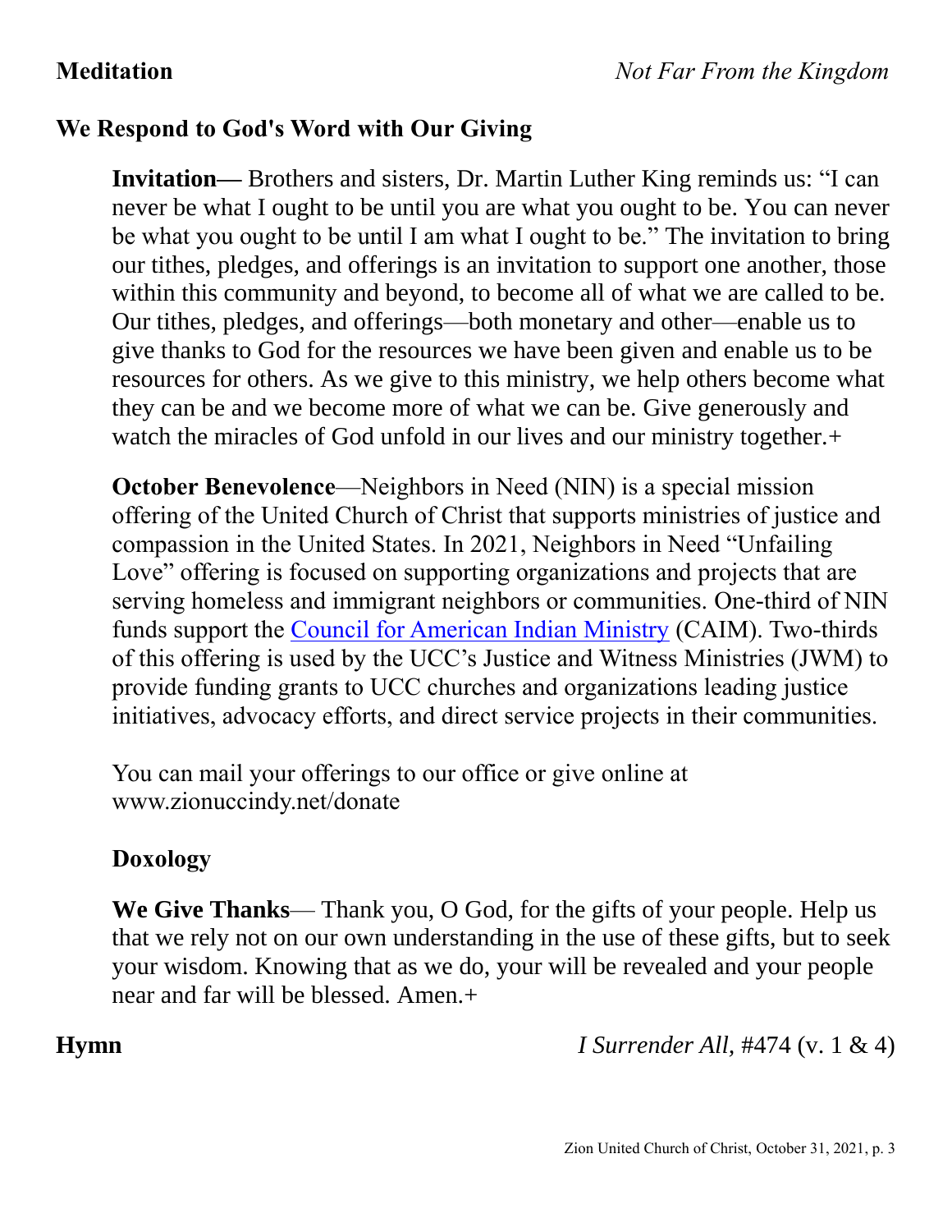**Meditation** *Not Far From the Kingdom*

**We Respond to God's Word with Our Giving**

**Invitation—** Brothers and sisters, Dr. Martin Luther King reminds us: "I can never be what I ought to be until you are what you ought to be. You can never be what you ought to be until I am what I ought to be." The invitation to bring our tithes, pledges, and offerings is an invitation to support one another, those within this community and beyond, to become all of what we are called to be. Our tithes, pledges, and offerings—both monetary and other—enable us to give thanks to God for the resources we have been given and enable us to be resources for others. As we give to this ministry, we help others become what they can be and we become more of what we can be. Give generously and watch the miracles of God unfold in our lives and our ministry together.+

**October Benevolence**—Neighbors in Need (NIN) is a special mission offering of the United Church of Christ that supports ministries of justice and compassion in the United States. In 2021, Neighbors in Need "Unfailing Love" offering is focused on supporting organizations and projects that are serving homeless and immigrant neighbors or communities. One-third of NIN funds support the Council for American Indian Ministry (CAIM). Two-thirds of this offering is used by the UCC's Justice and Witness Ministries (JWM) to provide funding grants to UCC churches and organizations leading justice initiatives, advocacy efforts, and direct service projects in their communities.

You can mail your offerings to our office or give online at www.zionuccindy.net/donate

**Doxology**

**We Give Thanks**— Thank you, O God, for the gifts of your people. Help us that we rely not on our own understanding in the use of these gifts, but to seek your wisdom. Knowing that as we do, your will be revealed and your people near and far will be blessed. Amen.+

**Hymn** *I Surrender All,* #474 (v. 1 & 4)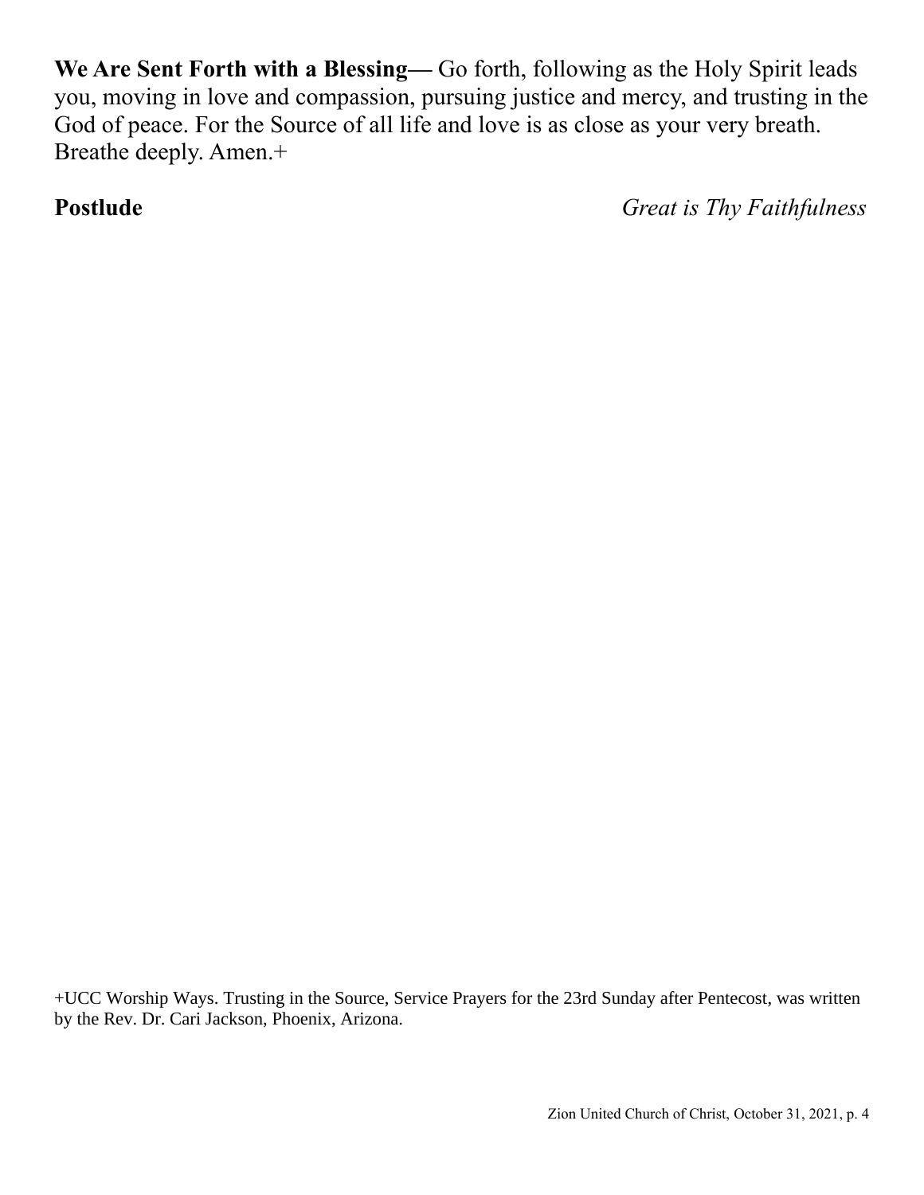**We Are Sent Forth with a Blessing—** Go forth, following as the Holy Spirit leads you, moving in love and compassion, pursuing justice and mercy, and trusting in the God of peace. For the Source of all life and love is as close as your very breath. Breathe deeply. Amen.+

**Postlude** *Great is Thy Faithfulness*

+UCC Worship Ways. Trusting in the Source, Service Prayers for the 23rd Sunday after Pentecost, was written by the Rev. Dr. Cari Jackson, Phoenix, Arizona.